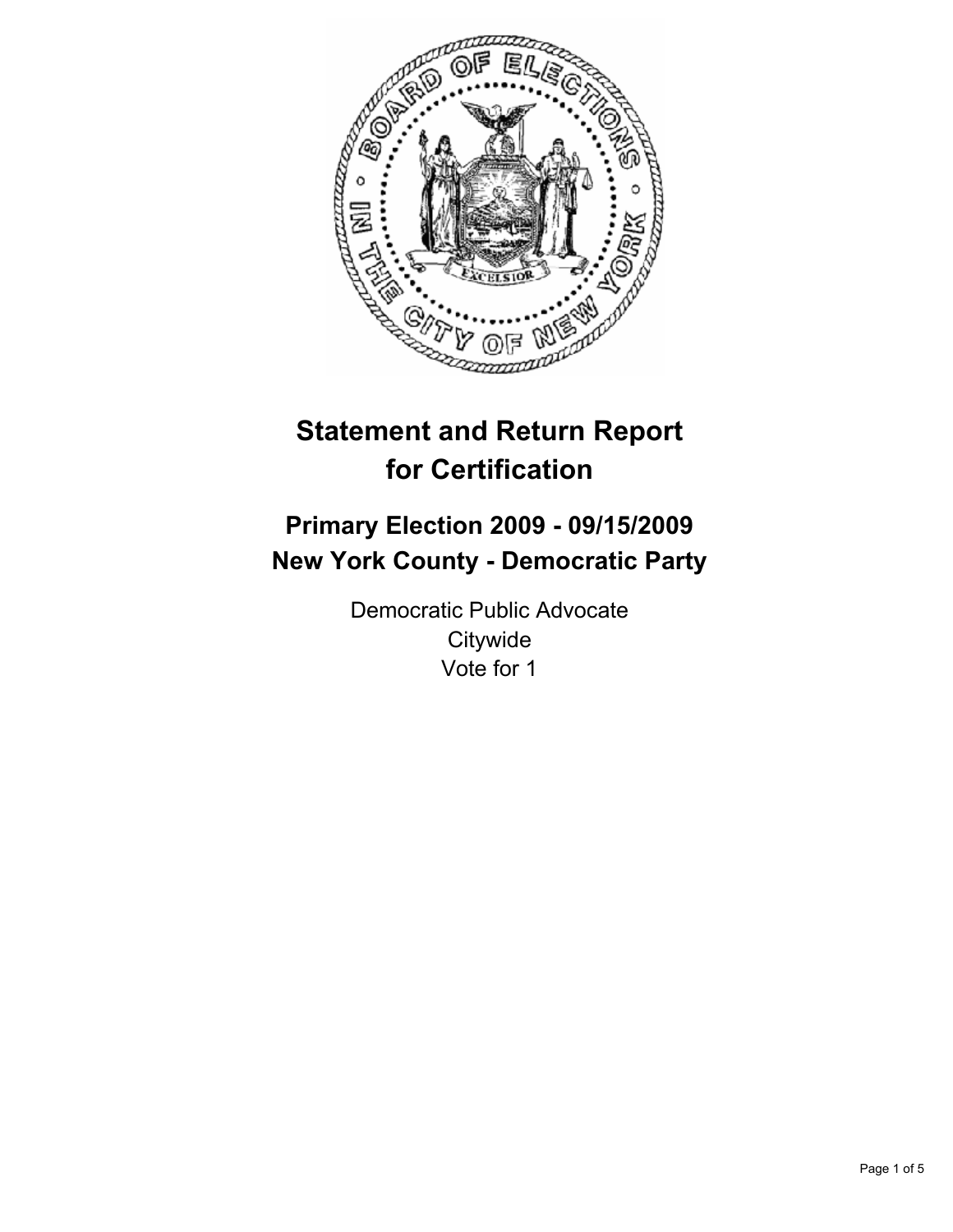# Statement and Return Report for Certification

## Primary Election 2009 - 09/15/2009
## New York County - Democratic Party

Democratic Public Advocate
Citywide
Vote for 1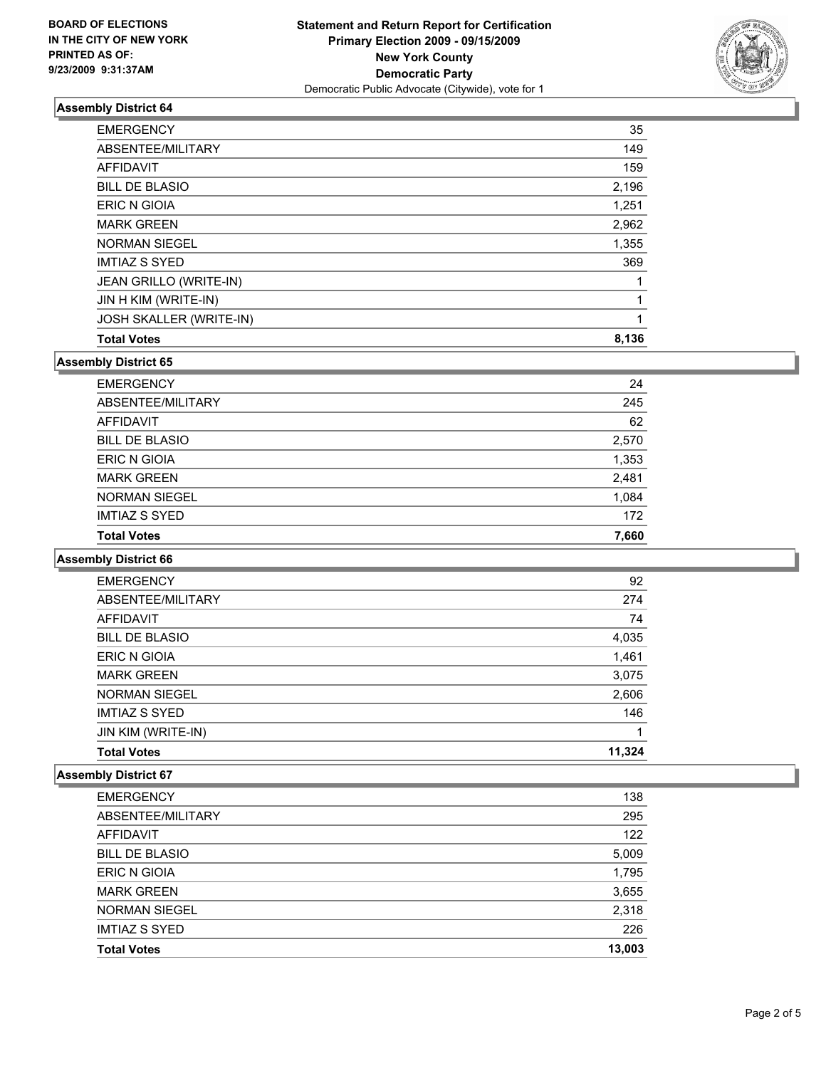**BOARD OF ELECTIONS**
**IN THE CITY OF NEW YORK**
**PRINTED AS OF:**
**9/23/2009 9:31:37AM**

**Statement and Return Report for Certification**
**Primary Election 2009 - 09/15/2009**
**New York County**
**Democratic Party**
Democratic Public Advocate (Citywide), vote for 1

### Assembly District 64

| | |
|---|---|
| EMERGENCY | 35 |
| ABSENTEE/MILITARY | 149 |
| AFFIDAVIT | 159 |
| BILL DE BLASIO | 2,196 |
| ERIC N GIOIA | 1,251 |
| MARK GREEN | 2,962 |
| NORMAN SIEGEL | 1,355 |
| IMTIAZ S SYED | 369 |
| JEAN GRILLO (WRITE-IN) | 1 |
| JIN H KIM (WRITE-IN) | 1 |
| JOSH SKALLER (WRITE-IN) | 1 |
| **Total Votes** | **8,136** |

### Assembly District 65

| | |
|---|---|
| EMERGENCY | 24 |
| ABSENTEE/MILITARY | 245 |
| AFFIDAVIT | 62 |
| BILL DE BLASIO | 2,570 |
| ERIC N GIOIA | 1,353 |
| MARK GREEN | 2,481 |
| NORMAN SIEGEL | 1,084 |
| IMTIAZ S SYED | 172 |
| **Total Votes** | **7,660** |

### Assembly District 66

| | |
|---|---|
| EMERGENCY | 92 |
| ABSENTEE/MILITARY | 274 |
| AFFIDAVIT | 74 |
| BILL DE BLASIO | 4,035 |
| ERIC N GIOIA | 1,461 |
| MARK GREEN | 3,075 |
| NORMAN SIEGEL | 2,606 |
| IMTIAZ S SYED | 146 |
| JIN KIM (WRITE-IN) | 1 |
| **Total Votes** | **11,324** |

### Assembly District 67

| | |
|---|---|
| EMERGENCY | 138 |
| ABSENTEE/MILITARY | 295 |
| AFFIDAVIT | 122 |
| BILL DE BLASIO | 5,009 |
| ERIC N GIOIA | 1,795 |
| MARK GREEN | 3,655 |
| NORMAN SIEGEL | 2,318 |
| IMTIAZ S SYED | 226 |
| **Total Votes** | **13,003** |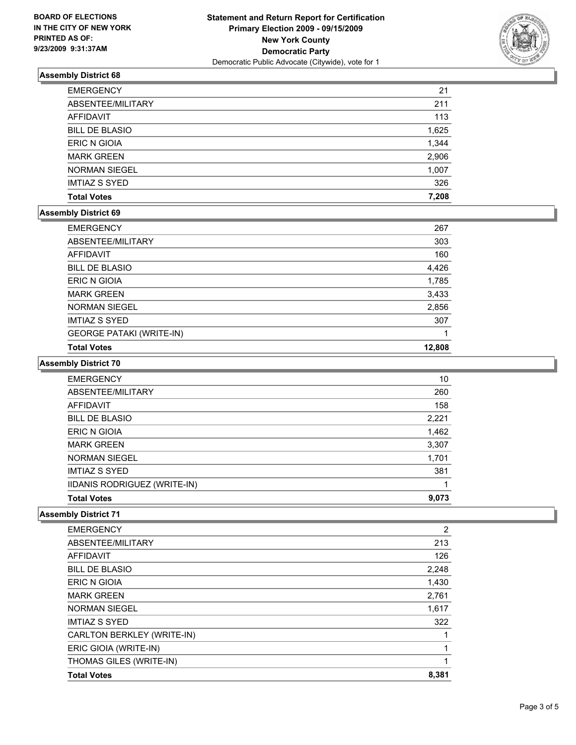**BOARD OF ELECTIONS**
**IN THE CITY OF NEW YORK**
**PRINTED AS OF:**
**9/23/2009 9:31:37AM**

**Statement and Return Report for Certification**
**Primary Election 2009 - 09/15/2009**
**New York County**
**Democratic Party**
Democratic Public Advocate (Citywide), vote for 1

### Assembly District 68

| | |
|---|---|
| EMERGENCY | 21 |
| ABSENTEE/MILITARY | 211 |
| AFFIDAVIT | 113 |
| BILL DE BLASIO | 1,625 |
| ERIC N GIOIA | 1,344 |
| MARK GREEN | 2,906 |
| NORMAN SIEGEL | 1,007 |
| IMTIAZ S SYED | 326 |
| **Total Votes** | **7,208** |

### Assembly District 69

| | |
|---|---|
| EMERGENCY | 267 |
| ABSENTEE/MILITARY | 303 |
| AFFIDAVIT | 160 |
| BILL DE BLASIO | 4,426 |
| ERIC N GIOIA | 1,785 |
| MARK GREEN | 3,433 |
| NORMAN SIEGEL | 2,856 |
| IMTIAZ S SYED | 307 |
| GEORGE PATAKI (WRITE-IN) | 1 |
| **Total Votes** | **12,808** |

### Assembly District 70

| | |
|---|---|
| EMERGENCY | 10 |
| ABSENTEE/MILITARY | 260 |
| AFFIDAVIT | 158 |
| BILL DE BLASIO | 2,221 |
| ERIC N GIOIA | 1,462 |
| MARK GREEN | 3,307 |
| NORMAN SIEGEL | 1,701 |
| IMTIAZ S SYED | 381 |
| IIDANIS RODRIGUEZ (WRITE-IN) | 1 |
| **Total Votes** | **9,073** |

### Assembly District 71

| | |
|---|---|
| EMERGENCY | 2 |
| ABSENTEE/MILITARY | 213 |
| AFFIDAVIT | 126 |
| BILL DE BLASIO | 2,248 |
| ERIC N GIOIA | 1,430 |
| MARK GREEN | 2,761 |
| NORMAN SIEGEL | 1,617 |
| IMTIAZ S SYED | 322 |
| CARLTON BERKLEY (WRITE-IN) | 1 |
| ERIC GIOIA (WRITE-IN) | 1 |
| THOMAS GILES (WRITE-IN) | 1 |
| **Total Votes** | **8,381** |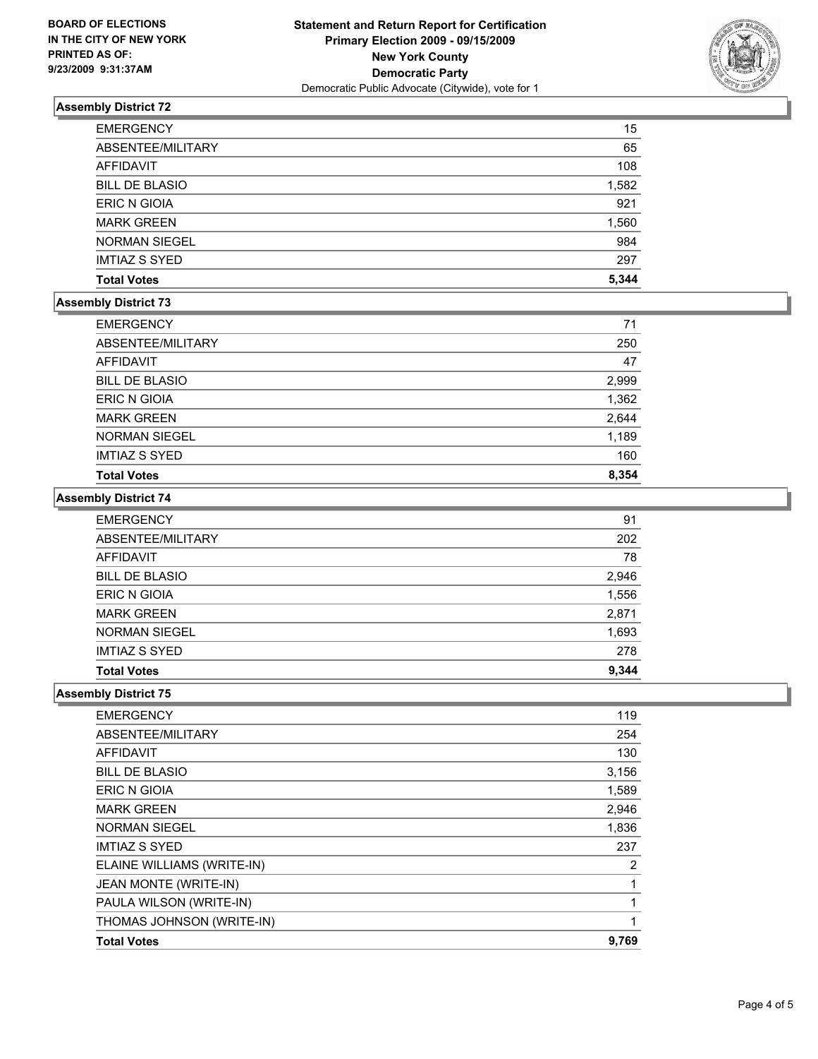**BOARD OF ELECTIONS IN THE CITY OF NEW YORK PRINTED AS OF: 9/23/2009 9:31:37AM**

**Statement and Return Report for Certification Primary Election 2009 - 09/15/2009 New York County Democratic Party**
Democratic Public Advocate (Citywide), vote for 1

### Assembly District 72

| | |
|---|---|
| EMERGENCY | 15 |
| ABSENTEE/MILITARY | 65 |
| AFFIDAVIT | 108 |
| BILL DE BLASIO | 1,582 |
| ERIC N GIOIA | 921 |
| MARK GREEN | 1,560 |
| NORMAN SIEGEL | 984 |
| IMTIAZ S SYED | 297 |
| **Total Votes** | **5,344** |

### Assembly District 73

| | |
|---|---|
| EMERGENCY | 71 |
| ABSENTEE/MILITARY | 250 |
| AFFIDAVIT | 47 |
| BILL DE BLASIO | 2,999 |
| ERIC N GIOIA | 1,362 |
| MARK GREEN | 2,644 |
| NORMAN SIEGEL | 1,189 |
| IMTIAZ S SYED | 160 |
| **Total Votes** | **8,354** |

### Assembly District 74

| | |
|---|---|
| EMERGENCY | 91 |
| ABSENTEE/MILITARY | 202 |
| AFFIDAVIT | 78 |
| BILL DE BLASIO | 2,946 |
| ERIC N GIOIA | 1,556 |
| MARK GREEN | 2,871 |
| NORMAN SIEGEL | 1,693 |
| IMTIAZ S SYED | 278 |
| **Total Votes** | **9,344** |

### Assembly District 75

| | |
|---|---|
| EMERGENCY | 119 |
| ABSENTEE/MILITARY | 254 |
| AFFIDAVIT | 130 |
| BILL DE BLASIO | 3,156 |
| ERIC N GIOIA | 1,589 |
| MARK GREEN | 2,946 |
| NORMAN SIEGEL | 1,836 |
| IMTIAZ S SYED | 237 |
| ELAINE WILLIAMS (WRITE-IN) | 2 |
| JEAN MONTE (WRITE-IN) | 1 |
| PAULA WILSON (WRITE-IN) | 1 |
| THOMAS JOHNSON (WRITE-IN) | 1 |
| **Total Votes** | **9,769** |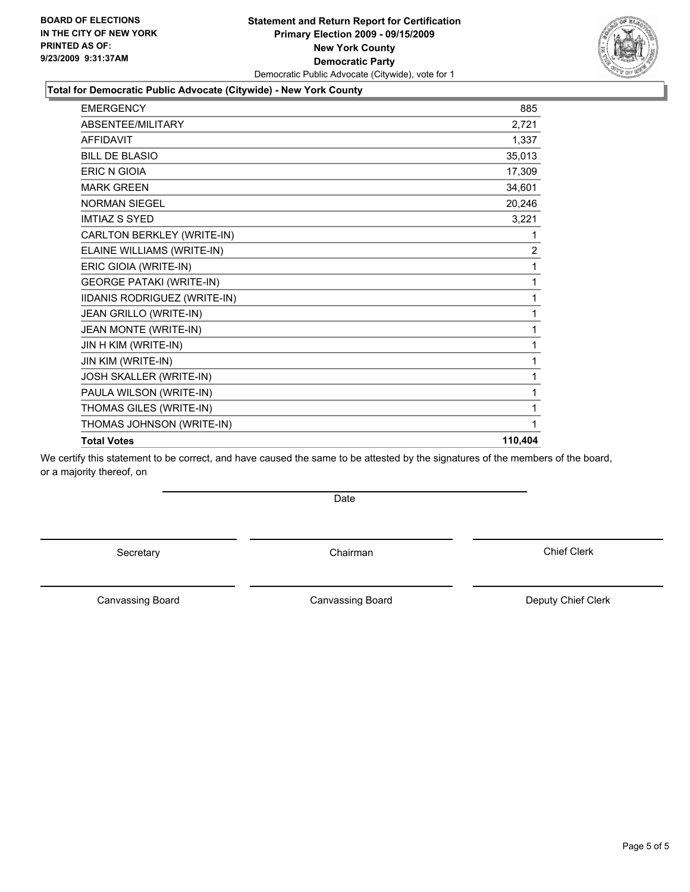**BOARD OF ELECTIONS IN THE CITY OF NEW YORK PRINTED AS OF: 9/23/2009 9:31:37AM**

**Statement and Return Report for Certification Primary Election 2009 - 09/15/2009 New York County Democratic Party**

Democratic Public Advocate (Citywide), vote for 1

## Total for Democratic Public Advocate (Citywide) - New York County

| | |
|---|---|
| EMERGENCY | 885 |
| ABSENTEE/MILITARY | 2,721 |
| AFFIDAVIT | 1,337 |
| BILL DE BLASIO | 35,013 |
| ERIC N GIOIA | 17,309 |
| MARK GREEN | 34,601 |
| NORMAN SIEGEL | 20,246 |
| IMTIAZ S SYED | 3,221 |
| CARLTON BERKLEY (WRITE-IN) | 1 |
| ELAINE WILLIAMS (WRITE-IN) | 2 |
| ERIC GIOIA (WRITE-IN) | 1 |
| GEORGE PATAKI (WRITE-IN) | 1 |
| IIDANIS RODRIGUEZ (WRITE-IN) | 1 |
| JEAN GRILLO (WRITE-IN) | 1 |
| JEAN MONTE (WRITE-IN) | 1 |
| JIN H KIM (WRITE-IN) | 1 |
| JIN KIM (WRITE-IN) | 1 |
| JOSH SKALLER (WRITE-IN) | 1 |
| PAULA WILSON (WRITE-IN) | 1 |
| THOMAS GILES (WRITE-IN) | 1 |
| THOMAS JOHNSON (WRITE-IN) | 1 |
| **Total Votes** | **110,404** |

We certify this statement to be correct, and have caused the same to be attested by the signatures of the members of the board, or a majority thereof, on

Date

Secretary | Chairman | Chief Clerk

Canvassing Board | Canvassing Board | Deputy Chief Clerk